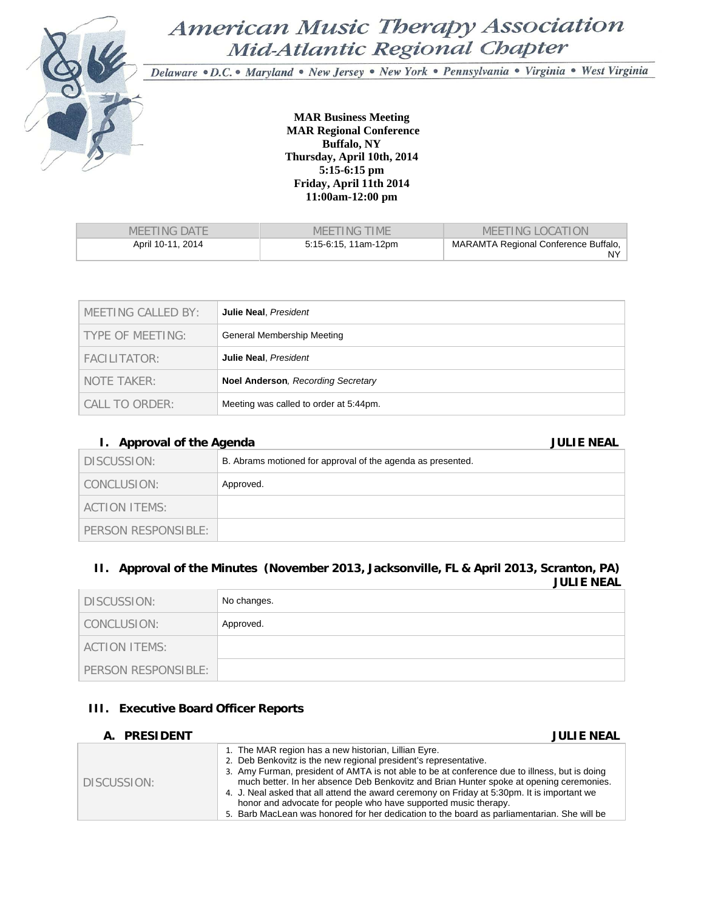# American Music Therapy Association
## Mid-Atlantic Regional Chapter

*Delaware • D.C. • Maryland • New Jersey • New York • Pennsylvania • Virginia • West Virginia*

**MAR Business Meeting**
**MAR Regional Conference**
**Buffalo, NY**
**Thursday, April 10th, 2014**
**5:15-6:15 pm**
**Friday, April 11th 2014**
**11:00am-12:00 pm**

| MEETING DATE | MEETING TIME | MEETING LOCATION |
|---|---|---|
| April 10-11, 2014 | 5:15-6:15, 11am-12pm | MARAMTA Regional Conference Buffalo, NY |

| | |
|---|---|
| MEETING CALLED BY: | **Julie Neal**, *President* |
| TYPE OF MEETING: | General Membership Meeting |
| FACILITATOR: | **Julie Neal**, *President* |
| NOTE TAKER: | **Noel Anderson**, *Recording Secretary* |
| CALL TO ORDER: | Meeting was called to order at 5:44pm. |

### I. Approval of the Agenda — JULIE NEAL

| | |
|---|---|
| DISCUSSION: | B. Abrams motioned for approval of the agenda as presented. |
| CONCLUSION: | Approved. |
| ACTION ITEMS: | |
| PERSON RESPONSIBLE: | |

### II. Approval of the Minutes (November 2013, Jacksonville, FL & April 2013, Scranton, PA) — JULIE NEAL

| | |
|---|---|
| DISCUSSION: | No changes. |
| CONCLUSION: | Approved. |
| ACTION ITEMS: | |
| PERSON RESPONSIBLE: | |

### III. Executive Board Officer Reports

#### A. PRESIDENT — JULIE NEAL

| | |
|---|---|
| DISCUSSION: | 1. The MAR region has a new historian, Lillian Eyre.<br>2. Deb Benkovitz is the new regional president's representative.<br>3. Amy Furman, president of AMTA is not able to be at conference due to illness, but is doing much better. In her absence Deb Benkovitz and Brian Hunter spoke at opening ceremonies.<br>4. J. Neal asked that all attend the award ceremony on Friday at 5:30pm. It is important we honor and advocate for people who have supported music therapy.<br>5. Barb MacLean was honored for her dedication to the board as parliamentarian. She will be |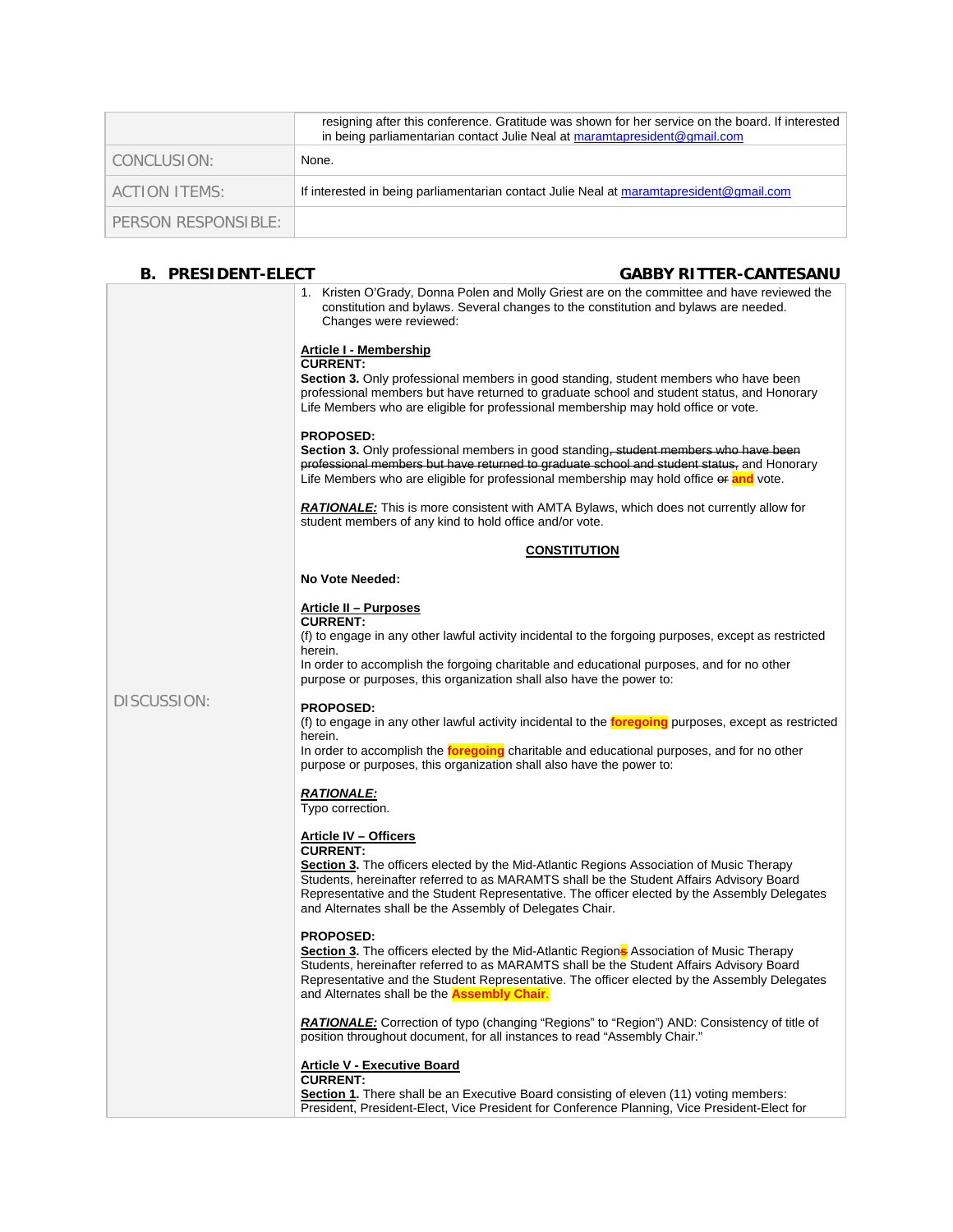| | |
|---|---|
| | resigning after this conference. Gratitude was shown for her service on the board. If interested in being parliamentarian contact Julie Neal at maramtapresident@gmail.com |
| CONCLUSION: | None. |
| ACTION ITEMS: | If interested in being parliamentarian contact Julie Neal at maramtapresident@gmail.com |
| PERSON RESPONSIBLE: | |

## B. PRESIDENT-ELECT — GABBY RITTER-CANTESANU

**DISCUSSION:**

1. Kristen O'Grady, Donna Polen and Molly Griest are on the committee and have reviewed the constitution and bylaws. Several changes to the constitution and bylaws are needed. Changes were reviewed:

**Article I - Membership**

**CURRENT:**

**Section 3.** Only professional members in good standing, student members who have been professional members but have returned to graduate school and student status, and Honorary Life Members who are eligible for professional membership may hold office or vote.

**PROPOSED:**

**Section 3.** Only professional members in good standing~~, student members who have been professional members but have returned to graduate school and student status,~~ and Honorary Life Members who are eligible for professional membership may hold office ~~or~~ **and** vote.

***RATIONALE:*** This is more consistent with AMTA Bylaws, which does not currently allow for student members of any kind to hold office and/or vote.

**CONSTITUTION**

**No Vote Needed:**

**Article II – Purposes**

**CURRENT:**

(f) to engage in any other lawful activity incidental to the forgoing purposes, except as restricted herein.

In order to accomplish the forgoing charitable and educational purposes, and for no other purpose or purposes, this organization shall also have the power to:

**PROPOSED:**

(f) to engage in any other lawful activity incidental to the **foregoing** purposes, except as restricted herein.

In order to accomplish the **foregoing** charitable and educational purposes, and for no other purpose or purposes, this organization shall also have the power to:

***RATIONALE:***

Typo correction.

**Article IV – Officers**

**CURRENT:**

**Section 3.** The officers elected by the Mid-Atlantic Regions Association of Music Therapy Students, hereinafter referred to as MARAMTS shall be the Student Affairs Advisory Board Representative and the Student Representative. The officer elected by the Assembly Delegates and Alternates shall be the Assembly of Delegates Chair.

**PROPOSED:**

**Section 3.** The officers elected by the Mid-Atlantic Region~~s~~ Association of Music Therapy Students, hereinafter referred to as MARAMTS shall be the Student Affairs Advisory Board Representative and the Student Representative. The officer elected by the Assembly Delegates and Alternates shall be the **Assembly Chair**.

***RATIONALE:*** Correction of typo (changing "Regions" to "Region") AND: Consistency of title of position throughout document, for all instances to read "Assembly Chair."

**Article V - Executive Board**

**CURRENT:**

**Section 1.** There shall be an Executive Board consisting of eleven (11) voting members: President, President-Elect, Vice President for Conference Planning, Vice President-Elect for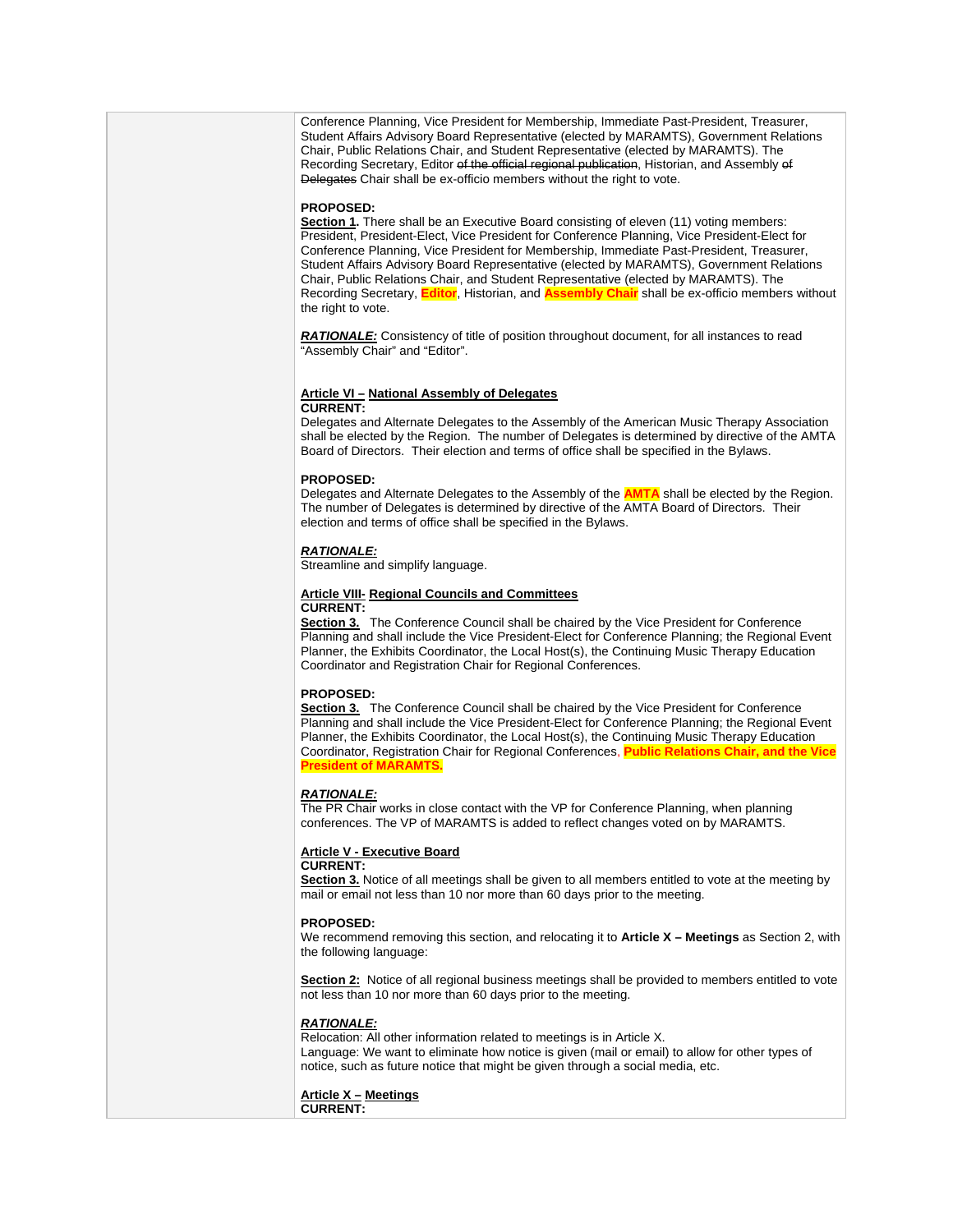Conference Planning, Vice President for Membership, Immediate Past-President, Treasurer, Student Affairs Advisory Board Representative (elected by MARAMTS), Government Relations Chair, Public Relations Chair, and Student Representative (elected by MARAMTS). The Recording Secretary, Editor ~~of the official regional publication~~, Historian, and Assembly ~~of Delegates~~ Chair shall be ex-officio members without the right to vote.

**PROPOSED:**
**Section 1.** There shall be an Executive Board consisting of eleven (11) voting members: President, President-Elect, Vice President for Conference Planning, Vice President-Elect for Conference Planning, Vice President for Membership, Immediate Past-President, Treasurer, Student Affairs Advisory Board Representative (elected by MARAMTS), Government Relations Chair, Public Relations Chair, and Student Representative (elected by MARAMTS). The Recording Secretary, **Editor**, Historian, and **Assembly Chair** shall be ex-officio members without the right to vote.

***RATIONALE:*** Consistency of title of position throughout document, for all instances to read "Assembly Chair" and "Editor".

**Article VI – National Assembly of Delegates**
**CURRENT:**
Delegates and Alternate Delegates to the Assembly of the American Music Therapy Association shall be elected by the Region. The number of Delegates is determined by directive of the AMTA Board of Directors. Their election and terms of office shall be specified in the Bylaws.

**PROPOSED:**
Delegates and Alternate Delegates to the Assembly of the **AMTA** shall be elected by the Region. The number of Delegates is determined by directive of the AMTA Board of Directors. Their election and terms of office shall be specified in the Bylaws.

***RATIONALE:***
Streamline and simplify language.

**Article VIII- Regional Councils and Committees**
**CURRENT:**
**Section 3.** The Conference Council shall be chaired by the Vice President for Conference Planning and shall include the Vice President-Elect for Conference Planning; the Regional Event Planner, the Exhibits Coordinator, the Local Host(s), the Continuing Music Therapy Education Coordinator and Registration Chair for Regional Conferences.

**PROPOSED:**
**Section 3.** The Conference Council shall be chaired by the Vice President for Conference Planning and shall include the Vice President-Elect for Conference Planning; the Regional Event Planner, the Exhibits Coordinator, the Local Host(s), the Continuing Music Therapy Education Coordinator, Registration Chair for Regional Conferences, **Public Relations Chair, and the Vice President of MARAMTS.**

***RATIONALE:***
The PR Chair works in close contact with the VP for Conference Planning, when planning conferences. The VP of MARAMTS is added to reflect changes voted on by MARAMTS.

**Article V - Executive Board**
**CURRENT:**
**Section 3.** Notice of all meetings shall be given to all members entitled to vote at the meeting by mail or email not less than 10 nor more than 60 days prior to the meeting.

**PROPOSED:**
We recommend removing this section, and relocating it to **Article X – Meetings** as Section 2, with the following language:

**Section 2:** Notice of all regional business meetings shall be provided to members entitled to vote not less than 10 nor more than 60 days prior to the meeting.

***RATIONALE:***
Relocation: All other information related to meetings is in Article X.
Language: We want to eliminate how notice is given (mail or email) to allow for other types of notice, such as future notice that might be given through a social media, etc.

**Article X – Meetings**
**CURRENT:**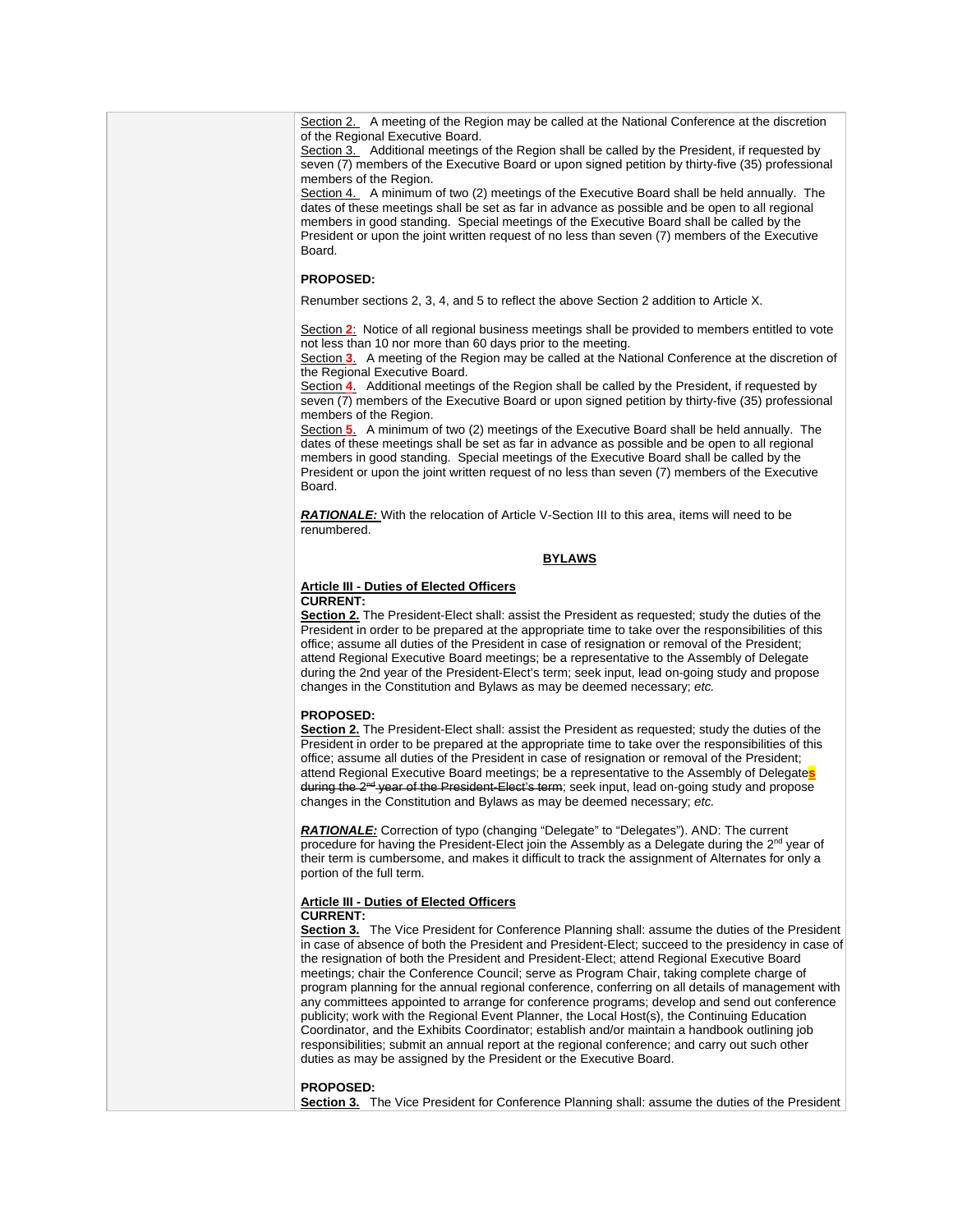Section 2. A meeting of the Region may be called at the National Conference at the discretion of the Regional Executive Board.
Section 3. Additional meetings of the Region shall be called by the President, if requested by seven (7) members of the Executive Board or upon signed petition by thirty-five (35) professional members of the Region.
Section 4. A minimum of two (2) meetings of the Executive Board shall be held annually. The dates of these meetings shall be set as far in advance as possible and be open to all regional members in good standing. Special meetings of the Executive Board shall be called by the President or upon the joint written request of no less than seven (7) members of the Executive Board.

**PROPOSED:**

Renumber sections 2, 3, 4, and 5 to reflect the above Section 2 addition to Article X.

Section **2**: Notice of all regional business meetings shall be provided to members entitled to vote not less than 10 nor more than 60 days prior to the meeting.
Section **3**. A meeting of the Region may be called at the National Conference at the discretion of the Regional Executive Board.
Section **4**. Additional meetings of the Region shall be called by the President, if requested by seven (7) members of the Executive Board or upon signed petition by thirty-five (35) professional members of the Region.
Section **5**. A minimum of two (2) meetings of the Executive Board shall be held annually. The dates of these meetings shall be set as far in advance as possible and be open to all regional members in good standing. Special meetings of the Executive Board shall be called by the President or upon the joint written request of no less than seven (7) members of the Executive Board.

***RATIONALE:*** With the relocation of Article V-Section III to this area, items will need to be renumbered.

## BYLAWS

**Article III - Duties of Elected Officers**
**CURRENT:**
**Section 2.** The President-Elect shall: assist the President as requested; study the duties of the President in order to be prepared at the appropriate time to take over the responsibilities of this office; assume all duties of the President in case of resignation or removal of the President; attend Regional Executive Board meetings; be a representative to the Assembly of Delegate during the 2nd year of the President-Elect's term; seek input, lead on-going study and propose changes in the Constitution and Bylaws as may be deemed necessary; *etc.*

**PROPOSED:**
**Section 2.** The President-Elect shall: assist the President as requested; study the duties of the President in order to be prepared at the appropriate time to take over the responsibilities of this office; assume all duties of the President in case of resignation or removal of the President; attend Regional Executive Board meetings; be a representative to the Assembly of Delegate**s** ~~during the 2nd year of the President-Elect's term~~; seek input, lead on-going study and propose changes in the Constitution and Bylaws as may be deemed necessary; *etc.*

***RATIONALE:*** Correction of typo (changing "Delegate" to "Delegates"). AND: The current procedure for having the President-Elect join the Assembly as a Delegate during the 2nd year of their term is cumbersome, and makes it difficult to track the assignment of Alternates for only a portion of the full term.

**Article III - Duties of Elected Officers**
**CURRENT:**
**Section 3.** The Vice President for Conference Planning shall: assume the duties of the President in case of absence of both the President and President-Elect; succeed to the presidency in case of the resignation of both the President and President-Elect; attend Regional Executive Board meetings; chair the Conference Council; serve as Program Chair, taking complete charge of program planning for the annual regional conference, conferring on all details of management with any committees appointed to arrange for conference programs; develop and send out conference publicity; work with the Regional Event Planner, the Local Host(s), the Continuing Education Coordinator, and the Exhibits Coordinator; establish and/or maintain a handbook outlining job responsibilities; submit an annual report at the regional conference; and carry out such other duties as may be assigned by the President or the Executive Board.

**PROPOSED:**
**Section 3.** The Vice President for Conference Planning shall: assume the duties of the President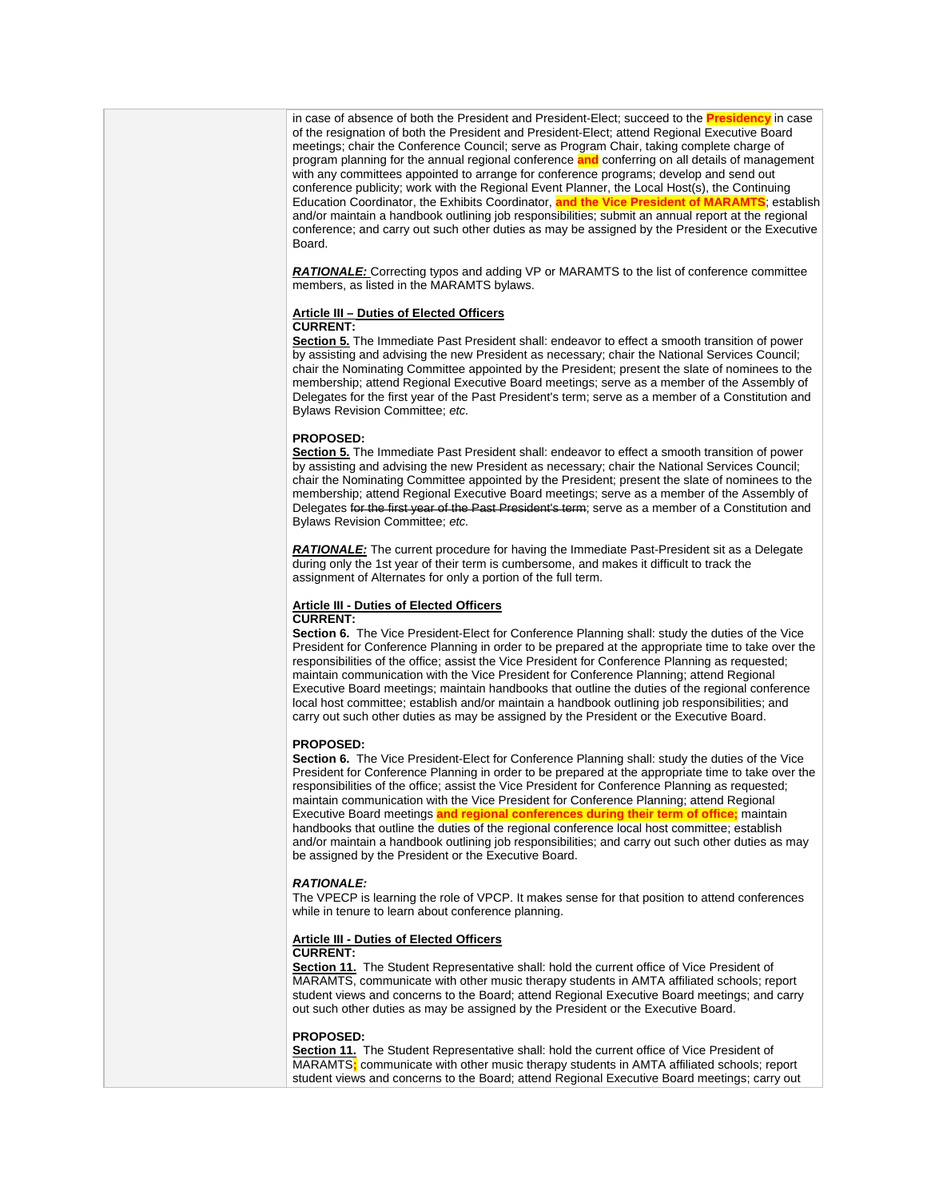in case of absence of both the President and President-Elect; succeed to the **Presidency** in case of the resignation of both the President and President-Elect; attend Regional Executive Board meetings; chair the Conference Council; serve as Program Chair, taking complete charge of program planning for the annual regional conference **and** conferring on all details of management with any committees appointed to arrange for conference programs; develop and send out conference publicity; work with the Regional Event Planner, the Local Host(s), the Continuing Education Coordinator, the Exhibits Coordinator, **and the Vice President of MARAMTS**; establish and/or maintain a handbook outlining job responsibilities; submit an annual report at the regional conference; and carry out such other duties as may be assigned by the President or the Executive Board.

***RATIONALE:*** Correcting typos and adding VP or MARAMTS to the list of conference committee members, as listed in the MARAMTS bylaws.

**Article III – Duties of Elected Officers**
**CURRENT:**
**Section 5.** The Immediate Past President shall: endeavor to effect a smooth transition of power by assisting and advising the new President as necessary; chair the National Services Council; chair the Nominating Committee appointed by the President; present the slate of nominees to the membership; attend Regional Executive Board meetings; serve as a member of the Assembly of Delegates for the first year of the Past President's term; serve as a member of a Constitution and Bylaws Revision Committee; *etc.*

**PROPOSED:**
**Section 5.** The Immediate Past President shall: endeavor to effect a smooth transition of power by assisting and advising the new President as necessary; chair the National Services Council; chair the Nominating Committee appointed by the President; present the slate of nominees to the membership; attend Regional Executive Board meetings; serve as a member of the Assembly of Delegates ~~for the first year of the Past President's term~~; serve as a member of a Constitution and Bylaws Revision Committee; *etc.*

***RATIONALE:*** The current procedure for having the Immediate Past-President sit as a Delegate during only the 1st year of their term is cumbersome, and makes it difficult to track the assignment of Alternates for only a portion of the full term.

**Article III - Duties of Elected Officers**
**CURRENT:**
**Section 6.** The Vice President-Elect for Conference Planning shall: study the duties of the Vice President for Conference Planning in order to be prepared at the appropriate time to take over the responsibilities of the office; assist the Vice President for Conference Planning as requested; maintain communication with the Vice President for Conference Planning; attend Regional Executive Board meetings; maintain handbooks that outline the duties of the regional conference local host committee; establish and/or maintain a handbook outlining job responsibilities; and carry out such other duties as may be assigned by the President or the Executive Board.

**PROPOSED:**
**Section 6.** The Vice President-Elect for Conference Planning shall: study the duties of the Vice President for Conference Planning in order to be prepared at the appropriate time to take over the responsibilities of the office; assist the Vice President for Conference Planning as requested; maintain communication with the Vice President for Conference Planning; attend Regional Executive Board meetings **and regional conferences during their term of office;** maintain handbooks that outline the duties of the regional conference local host committee; establish and/or maintain a handbook outlining job responsibilities; and carry out such other duties as may be assigned by the President or the Executive Board.

***RATIONALE:***
The VPECP is learning the role of VPCP. It makes sense for that position to attend conferences while in tenure to learn about conference planning.

**Article III - Duties of Elected Officers**
**CURRENT:**
**Section 11.** The Student Representative shall: hold the current office of Vice President of MARAMTS, communicate with other music therapy students in AMTA affiliated schools; report student views and concerns to the Board; attend Regional Executive Board meetings; and carry out such other duties as may be assigned by the President or the Executive Board.

**PROPOSED:**
**Section 11.** The Student Representative shall: hold the current office of Vice President of MARAMTS**;** communicate with other music therapy students in AMTA affiliated schools; report student views and concerns to the Board; attend Regional Executive Board meetings; carry out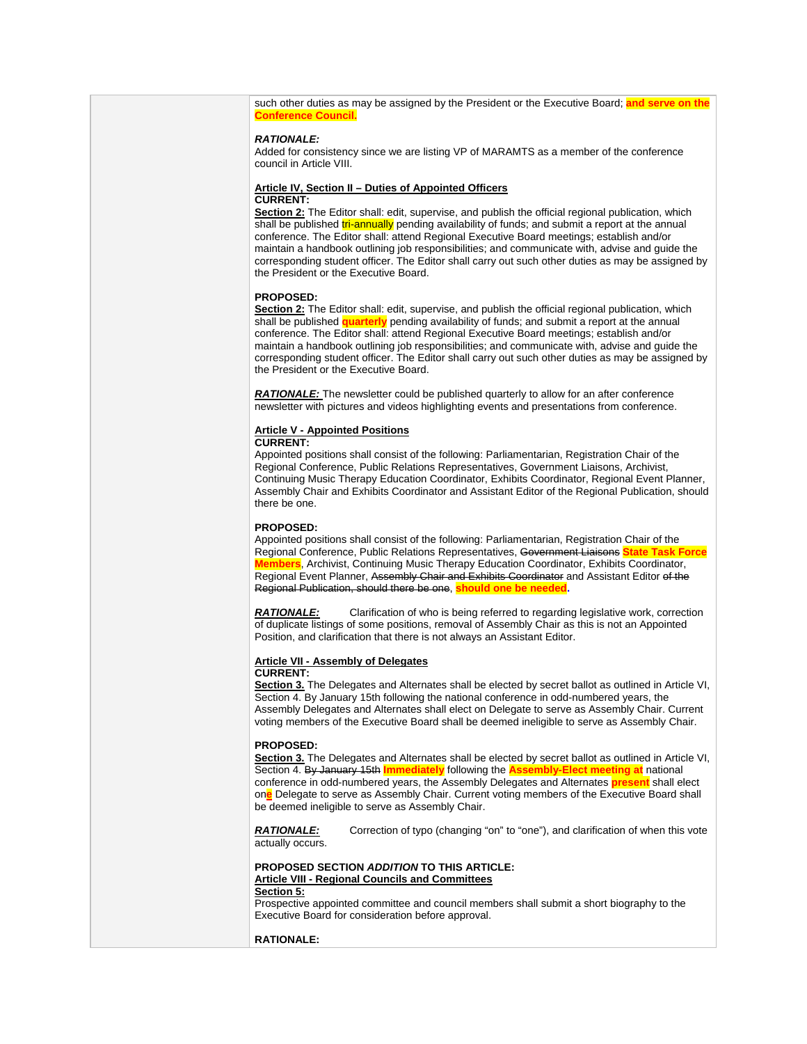such other duties as may be assigned by the President or the Executive Board; **and serve on the Conference Council.**

***RATIONALE:***
Added for consistency since we are listing VP of MARAMTS as a member of the conference council in Article VIII.

**Article IV, Section II – Duties of Appointed Officers**
**CURRENT:**
**Section 2:** The Editor shall: edit, supervise, and publish the official regional publication, which shall be published tri-annually pending availability of funds; and submit a report at the annual conference. The Editor shall: attend Regional Executive Board meetings; establish and/or maintain a handbook outlining job responsibilities; and communicate with, advise and guide the corresponding student officer. The Editor shall carry out such other duties as may be assigned by the President or the Executive Board.

**PROPOSED:**
**Section 2:** The Editor shall: edit, supervise, and publish the official regional publication, which shall be published **quarterly** pending availability of funds; and submit a report at the annual conference. The Editor shall: attend Regional Executive Board meetings; establish and/or maintain a handbook outlining job responsibilities; and communicate with, advise and guide the corresponding student officer. The Editor shall carry out such other duties as may be assigned by the President or the Executive Board.

***RATIONALE:*** The newsletter could be published quarterly to allow for an after conference newsletter with pictures and videos highlighting events and presentations from conference.

**Article V - Appointed Positions**
**CURRENT:**
Appointed positions shall consist of the following: Parliamentarian, Registration Chair of the Regional Conference, Public Relations Representatives, Government Liaisons, Archivist, Continuing Music Therapy Education Coordinator, Exhibits Coordinator, Regional Event Planner, Assembly Chair and Exhibits Coordinator and Assistant Editor of the Regional Publication, should there be one.

**PROPOSED:**
Appointed positions shall consist of the following: Parliamentarian, Registration Chair of the Regional Conference, Public Relations Representatives, ~~Government Liaisons~~ **State Task Force Members**, Archivist, Continuing Music Therapy Education Coordinator, Exhibits Coordinator, Regional Event Planner, ~~Assembly Chair and Exhibits Coordinator~~ and Assistant Editor ~~of the Regional Publication, should there be one~~, **should one be needed**.

***RATIONALE:*** Clarification of who is being referred to regarding legislative work, correction of duplicate listings of some positions, removal of Assembly Chair as this is not an Appointed Position, and clarification that there is not always an Assistant Editor.

**Article VII - Assembly of Delegates**
**CURRENT:**
**Section 3.** The Delegates and Alternates shall be elected by secret ballot as outlined in Article VI, Section 4. By January 15th following the national conference in odd-numbered years, the Assembly Delegates and Alternates shall elect on Delegate to serve as Assembly Chair. Current voting members of the Executive Board shall be deemed ineligible to serve as Assembly Chair.

**PROPOSED:**
**Section 3.** The Delegates and Alternates shall be elected by secret ballot as outlined in Article VI, Section 4. ~~By January 15th~~ **Immediately** following the **Assembly-Elect meeting at** national conference in odd-numbered years, the Assembly Delegates and Alternates **present** shall elect on**e** Delegate to serve as Assembly Chair. Current voting members of the Executive Board shall be deemed ineligible to serve as Assembly Chair.

***RATIONALE:*** Correction of typo (changing "on" to "one"), and clarification of when this vote actually occurs.

**PROPOSED SECTION *ADDITION* TO THIS ARTICLE:**
**Article VIII - Regional Councils and Committees**
**Section 5:**
Prospective appointed committee and council members shall submit a short biography to the Executive Board for consideration before approval.

**RATIONALE:**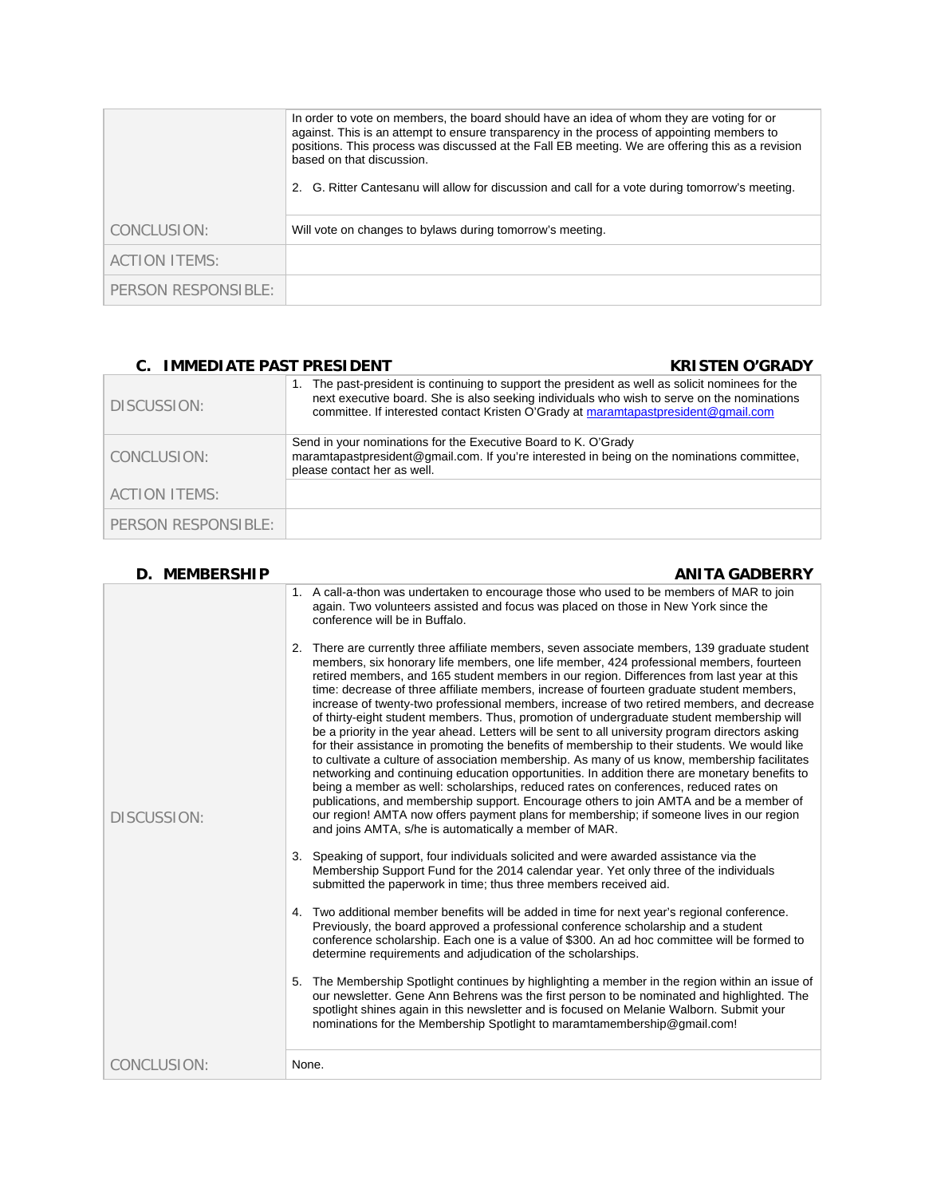| | |
|---|---|
| | In order to vote on members, the board should have an idea of whom they are voting for or against. This is an attempt to ensure transparency in the process of appointing members to positions. This process was discussed at the Fall EB meeting. We are offering this as a revision based on that discussion.<br><br>2. G. Ritter Cantesanu will allow for discussion and call for a vote during tomorrow's meeting. |
| CONCLUSION: | Will vote on changes to bylaws during tomorrow's meeting. |
| ACTION ITEMS: | |
| PERSON RESPONSIBLE: | |

### C. IMMEDIATE PAST PRESIDENT — KRISTEN O'GRADY

| | |
|---|---|
| DISCUSSION: | 1. The past-president is continuing to support the president as well as solicit nominees for the next executive board. She is also seeking individuals who wish to serve on the nominations committee. If interested contact Kristen O'Grady at maramtapastpresident@gmail.com |
| CONCLUSION: | Send in your nominations for the Executive Board to K. O'Grady maramtapastpresident@gmail.com. If you're interested in being on the nominations committee, please contact her as well. |
| ACTION ITEMS: | |
| PERSON RESPONSIBLE: | |

### D. MEMBERSHIP — ANITA GADBERRY

| | |
|---|---|
| DISCUSSION: | 1. A call-a-thon was undertaken to encourage those who used to be members of MAR to join again. Two volunteers assisted and focus was placed on those in New York since the conference will be in Buffalo.<br><br>2. There are currently three affiliate members, seven associate members, 139 graduate student members, six honorary life members, one life member, 424 professional members, fourteen retired members, and 165 student members in our region. Differences from last year at this time: decrease of three affiliate members, increase of fourteen graduate student members, increase of twenty-two professional members, increase of two retired members, and decrease of thirty-eight student members. Thus, promotion of undergraduate student membership will be a priority in the year ahead. Letters will be sent to all university program directors asking for their assistance in promoting the benefits of membership to their students. We would like to cultivate a culture of association membership. As many of us know, membership facilitates networking and continuing education opportunities. In addition there are monetary benefits to being a member as well: scholarships, reduced rates on conferences, reduced rates on publications, and membership support. Encourage others to join AMTA and be a member of our region! AMTA now offers payment plans for membership; if someone lives in our region and joins AMTA, s/he is automatically a member of MAR.<br><br>3. Speaking of support, four individuals solicited and were awarded assistance via the Membership Support Fund for the 2014 calendar year. Yet only three of the individuals submitted the paperwork in time; thus three members received aid.<br><br>4. Two additional member benefits will be added in time for next year's regional conference. Previously, the board approved a professional conference scholarship and a student conference scholarship. Each one is a value of $300. An ad hoc committee will be formed to determine requirements and adjudication of the scholarships.<br><br>5. The Membership Spotlight continues by highlighting a member in the region within an issue of our newsletter. Gene Ann Behrens was the first person to be nominated and highlighted. The spotlight shines again in this newsletter and is focused on Melanie Walborn. Submit your nominations for the Membership Spotlight to maramtamembership@gmail.com! |
| CONCLUSION: | None. |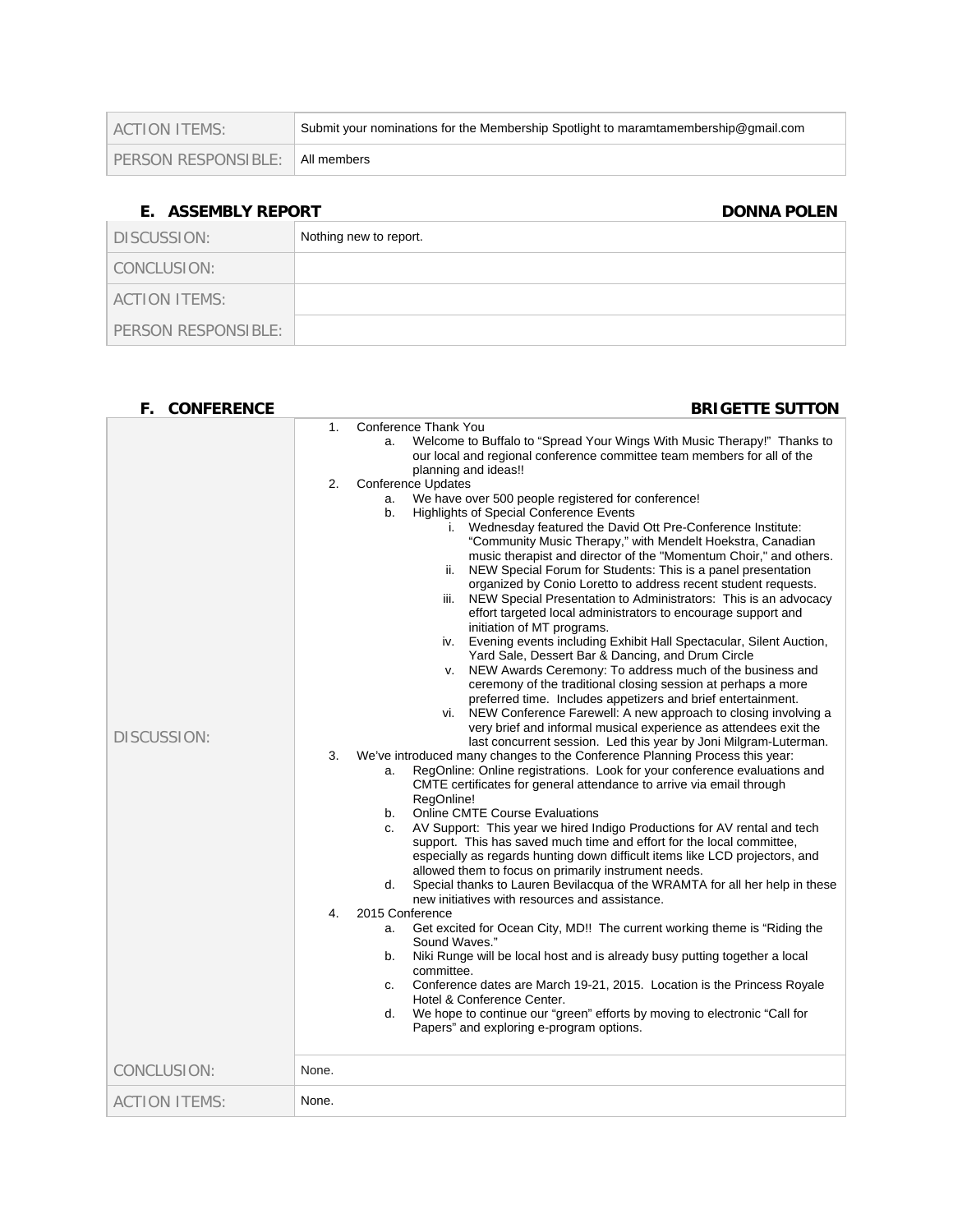| | |
|---|---|
| ACTION ITEMS: | Submit your nominations for the Membership Spotlight to maramtamembership@gmail.com |
| PERSON RESPONSIBLE: | All members |

### E. ASSEMBLY REPORT — DONNA POLEN

| | |
|---|---|
| DISCUSSION: | Nothing new to report. |
| CONCLUSION: | |
| ACTION ITEMS: | |
| PERSON RESPONSIBLE: | |

### F. CONFERENCE — BRIGETTE SUTTON

| | |
|---|---|
| DISCUSSION: | 1. Conference Thank You<br>a. Welcome to Buffalo to "Spread Your Wings With Music Therapy!" Thanks to our local and regional conference committee team members for all of the planning and ideas!!<br>2. Conference Updates<br>a. We have over 500 people registered for conference!<br>b. Highlights of Special Conference Events<br>i. Wednesday featured the David Ott Pre-Conference Institute: "Community Music Therapy," with Mendelt Hoekstra, Canadian music therapist and director of the "Momentum Choir," and others.<br>ii. NEW Special Forum for Students: This is a panel presentation organized by Conio Loretto to address recent student requests.<br>iii. NEW Special Presentation to Administrators: This is an advocacy effort targeted local administrators to encourage support and initiation of MT programs.<br>iv. Evening events including Exhibit Hall Spectacular, Silent Auction, Yard Sale, Dessert Bar & Dancing, and Drum Circle<br>v. NEW Awards Ceremony: To address much of the business and ceremony of the traditional closing session at perhaps a more preferred time. Includes appetizers and brief entertainment.<br>vi. NEW Conference Farewell: A new approach to closing involving a very brief and informal musical experience as attendees exit the last concurrent session. Led this year by Joni Milgram-Luterman.<br>3. We've introduced many changes to the Conference Planning Process this year:<br>a. RegOnline: Online registrations. Look for your conference evaluations and CMTE certificates for general attendance to arrive via email through RegOnline!<br>b. Online CMTE Course Evaluations<br>c. AV Support: This year we hired Indigo Productions for AV rental and tech support. This has saved much time and effort for the local committee, especially as regards hunting down difficult items like LCD projectors, and allowed them to focus on primarily instrument needs.<br>d. Special thanks to Lauren Bevilacqua of the WRAMTA for all her help in these new initiatives with resources and assistance.<br>4. 2015 Conference<br>a. Get excited for Ocean City, MD!! The current working theme is "Riding the Sound Waves."<br>b. Niki Runge will be local host and is already busy putting together a local committee.<br>c. Conference dates are March 19-21, 2015. Location is the Princess Royale Hotel & Conference Center.<br>d. We hope to continue our "green" efforts by moving to electronic "Call for Papers" and exploring e-program options. |
| CONCLUSION: | None. |
| ACTION ITEMS: | None. |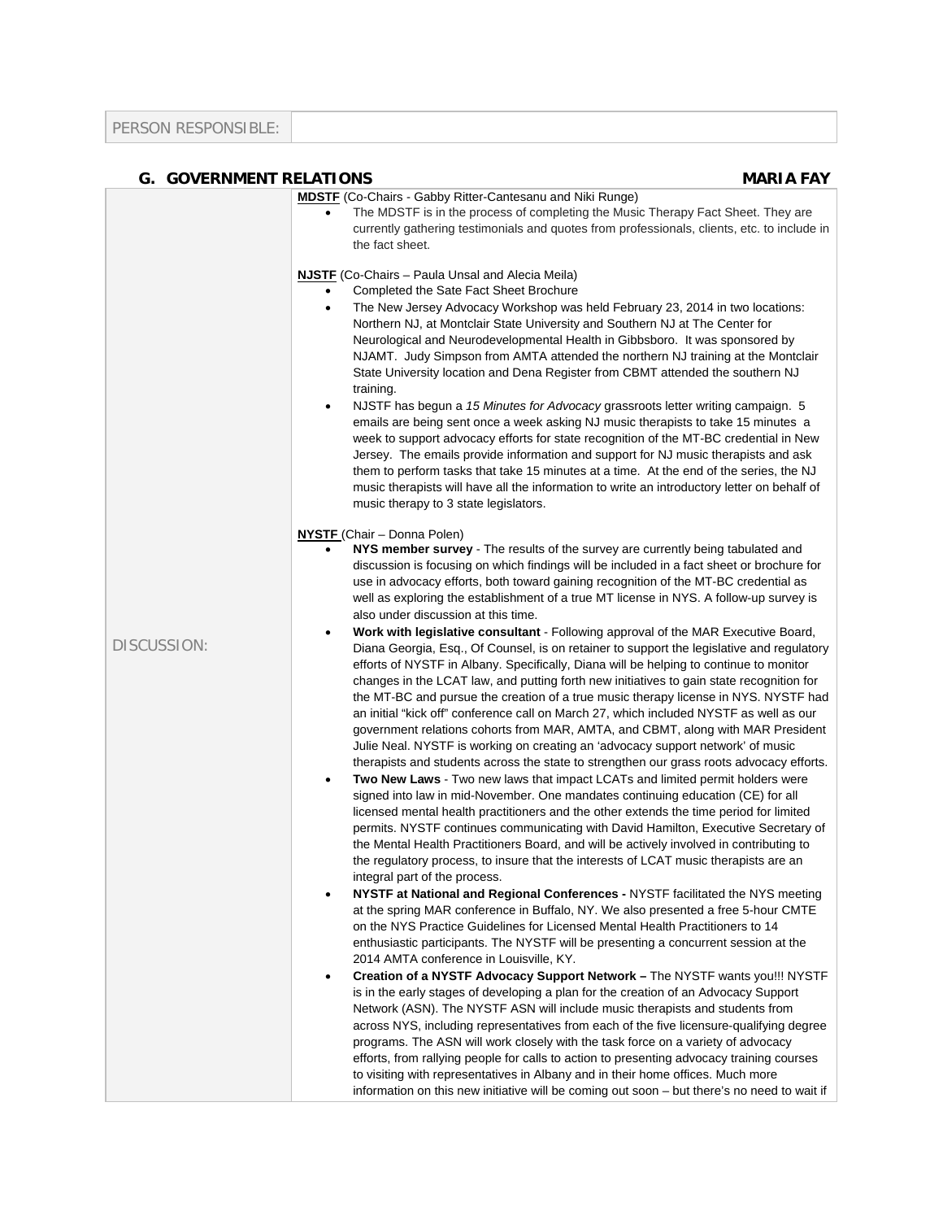| PERSON RESPONSIBLE: | |
|---|---|

## G. GOVERNMENT RELATIONS — MARIA FAY

DISCUSSION:

**MDSTF** (Co-Chairs - Gabby Ritter-Cantesanu and Niki Runge)

- The MDSTF is in the process of completing the Music Therapy Fact Sheet. They are currently gathering testimonials and quotes from professionals, clients, etc. to include in the fact sheet.

**NJSTF** (Co-Chairs – Paula Unsal and Alecia Meila)

- Completed the Sate Fact Sheet Brochure
- The New Jersey Advocacy Workshop was held February 23, 2014 in two locations: Northern NJ, at Montclair State University and Southern NJ at The Center for Neurological and Neurodevelopmental Health in Gibbsboro. It was sponsored by NJAMT. Judy Simpson from AMTA attended the northern NJ training at the Montclair State University location and Dena Register from CBMT attended the southern NJ training.
- NJSTF has begun a *15 Minutes for Advocacy* grassroots letter writing campaign. 5 emails are being sent once a week asking NJ music therapists to take 15 minutes a week to support advocacy efforts for state recognition of the MT-BC credential in New Jersey. The emails provide information and support for NJ music therapists and ask them to perform tasks that take 15 minutes at a time. At the end of the series, the NJ music therapists will have all the information to write an introductory letter on behalf of music therapy to 3 state legislators.

**NYSTF** (Chair – Donna Polen)

- **NYS member survey** - The results of the survey are currently being tabulated and discussion is focusing on which findings will be included in a fact sheet or brochure for use in advocacy efforts, both toward gaining recognition of the MT-BC credential as well as exploring the establishment of a true MT license in NYS. A follow-up survey is also under discussion at this time.
- **Work with legislative consultant** - Following approval of the MAR Executive Board, Diana Georgia, Esq., Of Counsel, is on retainer to support the legislative and regulatory efforts of NYSTF in Albany. Specifically, Diana will be helping to continue to monitor changes in the LCAT law, and putting forth new initiatives to gain state recognition for the MT-BC and pursue the creation of a true music therapy license in NYS. NYSTF had an initial "kick off" conference call on March 27, which included NYSTF as well as our government relations cohorts from MAR, AMTA, and CBMT, along with MAR President Julie Neal. NYSTF is working on creating an 'advocacy support network' of music therapists and students across the state to strengthen our grass roots advocacy efforts.
- **Two New Laws** - Two new laws that impact LCATs and limited permit holders were signed into law in mid-November. One mandates continuing education (CE) for all licensed mental health practitioners and the other extends the time period for limited permits. NYSTF continues communicating with David Hamilton, Executive Secretary of the Mental Health Practitioners Board, and will be actively involved in contributing to the regulatory process, to insure that the interests of LCAT music therapists are an integral part of the process.
- **NYSTF at National and Regional Conferences -** NYSTF facilitated the NYS meeting at the spring MAR conference in Buffalo, NY. We also presented a free 5-hour CMTE on the NYS Practice Guidelines for Licensed Mental Health Practitioners to 14 enthusiastic participants. The NYSTF will be presenting a concurrent session at the 2014 AMTA conference in Louisville, KY.
- **Creation of a NYSTF Advocacy Support Network –** The NYSTF wants you!!! NYSTF is in the early stages of developing a plan for the creation of an Advocacy Support Network (ASN). The NYSTF ASN will include music therapists and students from across NYS, including representatives from each of the five licensure-qualifying degree programs. The ASN will work closely with the task force on a variety of advocacy efforts, from rallying people for calls to action to presenting advocacy training courses to visiting with representatives in Albany and in their home offices. Much more information on this new initiative will be coming out soon – but there's no need to wait if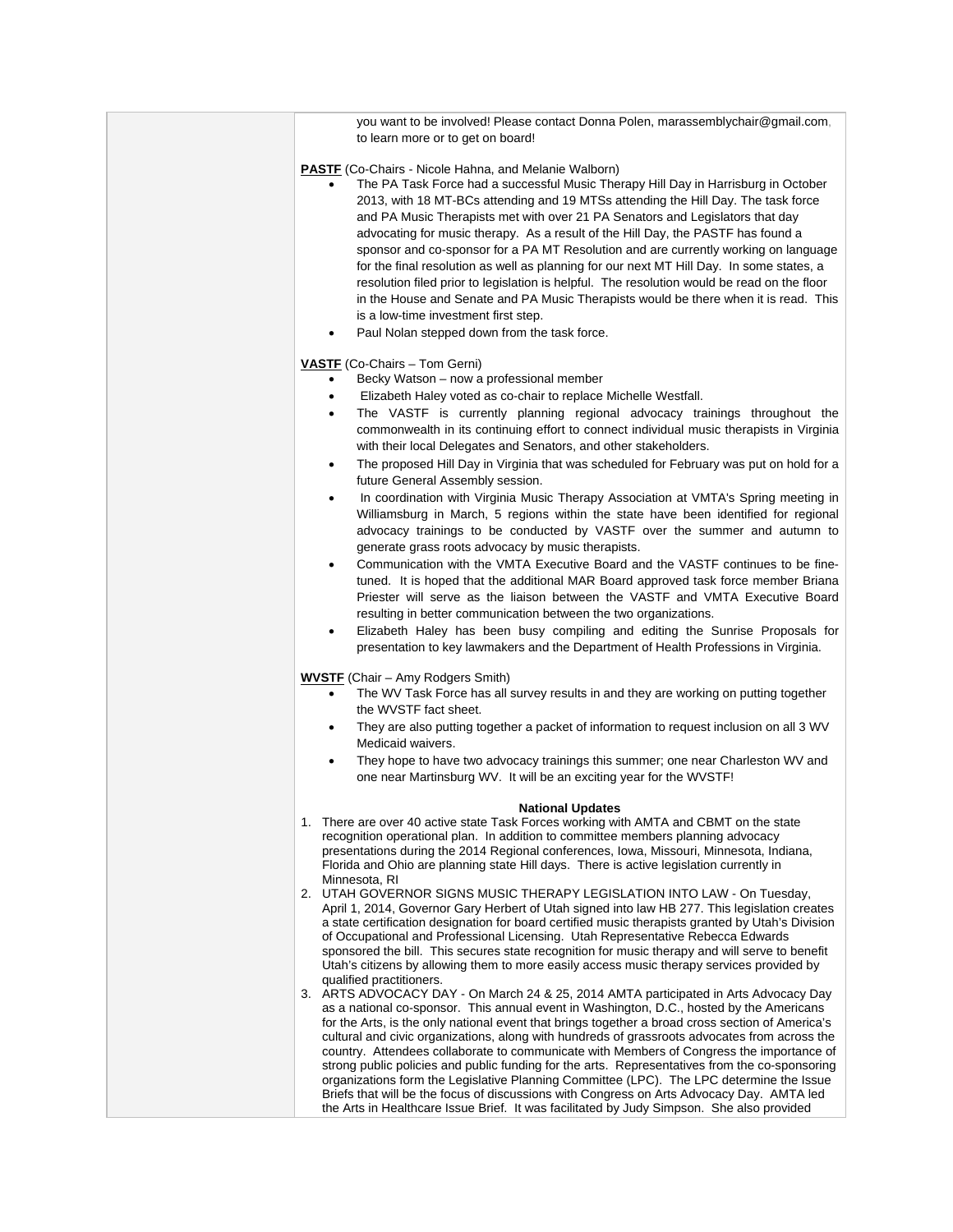you want to be involved! Please contact Donna Polen, marassemblychair@gmail.com, to learn more or to get on board!

**PASTF** (Co-Chairs - Nicole Hahna, and Melanie Walborn)

- The PA Task Force had a successful Music Therapy Hill Day in Harrisburg in October 2013, with 18 MT-BCs attending and 19 MTSs attending the Hill Day. The task force and PA Music Therapists met with over 21 PA Senators and Legislators that day advocating for music therapy. As a result of the Hill Day, the PASTF has found a sponsor and co-sponsor for a PA MT Resolution and are currently working on language for the final resolution as well as planning for our next MT Hill Day. In some states, a resolution filed prior to legislation is helpful. The resolution would be read on the floor in the House and Senate and PA Music Therapists would be there when it is read. This is a low-time investment first step.
- Paul Nolan stepped down from the task force.

**VASTF** (Co-Chairs – Tom Gerni)

- Becky Watson – now a professional member
- Elizabeth Haley voted as co-chair to replace Michelle Westfall.
- The VASTF is currently planning regional advocacy trainings throughout the commonwealth in its continuing effort to connect individual music therapists in Virginia with their local Delegates and Senators, and other stakeholders.
- The proposed Hill Day in Virginia that was scheduled for February was put on hold for a future General Assembly session.
- In coordination with Virginia Music Therapy Association at VMTA's Spring meeting in Williamsburg in March, 5 regions within the state have been identified for regional advocacy trainings to be conducted by VASTF over the summer and autumn to generate grass roots advocacy by music therapists.
- Communication with the VMTA Executive Board and the VASTF continues to be fine-tuned. It is hoped that the additional MAR Board approved task force member Briana Priester will serve as the liaison between the VASTF and VMTA Executive Board resulting in better communication between the two organizations.
- Elizabeth Haley has been busy compiling and editing the Sunrise Proposals for presentation to key lawmakers and the Department of Health Professions in Virginia.

**WVSTF** (Chair – Amy Rodgers Smith)

- The WV Task Force has all survey results in and they are working on putting together the WVSTF fact sheet.
- They are also putting together a packet of information to request inclusion on all 3 WV Medicaid waivers.
- They hope to have two advocacy trainings this summer; one near Charleston WV and one near Martinsburg WV. It will be an exciting year for the WVSTF!

**National Updates**

1. There are over 40 active state Task Forces working with AMTA and CBMT on the state recognition operational plan. In addition to committee members planning advocacy presentations during the 2014 Regional conferences, Iowa, Missouri, Minnesota, Indiana, Florida and Ohio are planning state Hill days. There is active legislation currently in Minnesota, RI
2. UTAH GOVERNOR SIGNS MUSIC THERAPY LEGISLATION INTO LAW - On Tuesday, April 1, 2014, Governor Gary Herbert of Utah signed into law HB 277. This legislation creates a state certification designation for board certified music therapists granted by Utah's Division of Occupational and Professional Licensing. Utah Representative Rebecca Edwards sponsored the bill. This secures state recognition for music therapy and will serve to benefit Utah's citizens by allowing them to more easily access music therapy services provided by qualified practitioners.
3. ARTS ADVOCACY DAY - On March 24 & 25, 2014 AMTA participated in Arts Advocacy Day as a national co-sponsor. This annual event in Washington, D.C., hosted by the Americans for the Arts, is the only national event that brings together a broad cross section of America's cultural and civic organizations, along with hundreds of grassroots advocates from across the country. Attendees collaborate to communicate with Members of Congress the importance of strong public policies and public funding for the arts. Representatives from the co-sponsoring organizations form the Legislative Planning Committee (LPC). The LPC determine the Issue Briefs that will be the focus of discussions with Congress on Arts Advocacy Day. AMTA led the Arts in Healthcare Issue Brief. It was facilitated by Judy Simpson. She also provided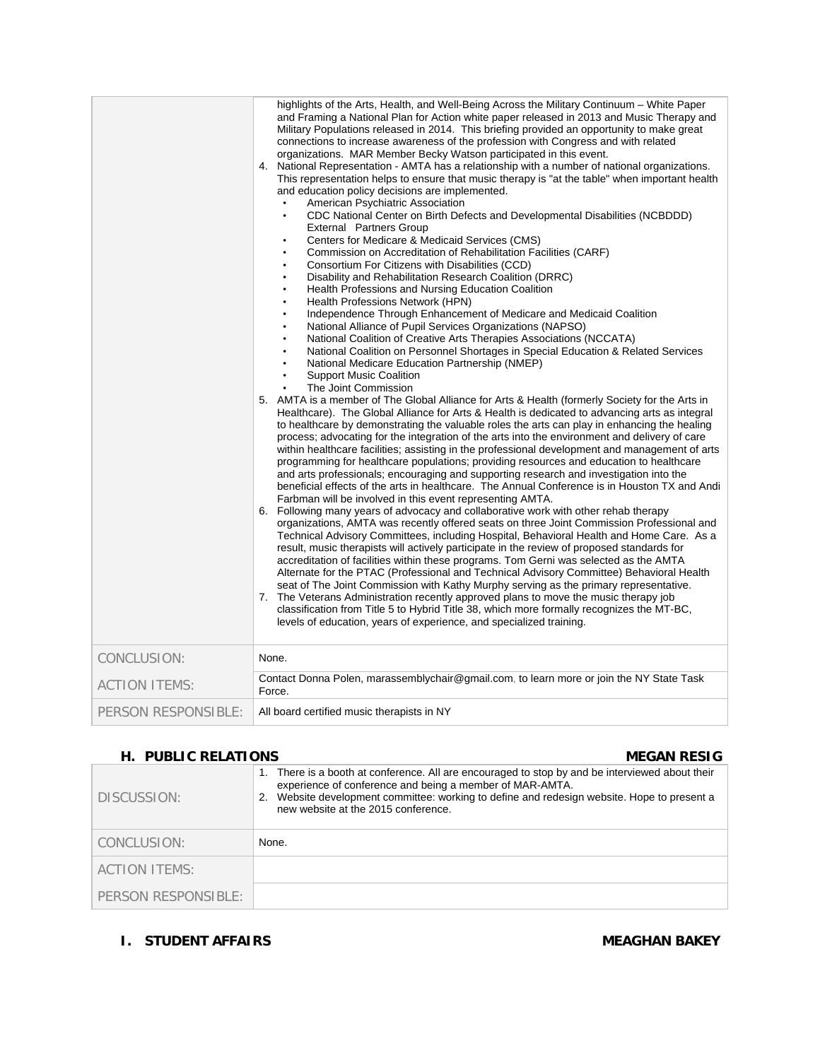| | |
|---|---|
| | highlights of the Arts, Health, and Well-Being Across the Military Continuum – White Paper and Framing a National Plan for Action white paper released in 2013 and Music Therapy and Military Populations released in 2014. This briefing provided an opportunity to make great connections to increase awareness of the profession with Congress and with related organizations. MAR Member Becky Watson participated in this event.<br>4. National Representation - AMTA has a relationship with a number of national organizations. This representation helps to ensure that music therapy is "at the table" when important health and education policy decisions are implemented.<br>• American Psychiatric Association<br>• CDC National Center on Birth Defects and Developmental Disabilities (NCBDDD) External Partners Group<br>• Centers for Medicare & Medicaid Services (CMS)<br>• Commission on Accreditation of Rehabilitation Facilities (CARF)<br>• Consortium For Citizens with Disabilities (CCD)<br>• Disability and Rehabilitation Research Coalition (DRRC)<br>• Health Professions and Nursing Education Coalition<br>• Health Professions Network (HPN)<br>• Independence Through Enhancement of Medicare and Medicaid Coalition<br>• National Alliance of Pupil Services Organizations (NAPSO)<br>• National Coalition of Creative Arts Therapies Associations (NCCATA)<br>• National Coalition on Personnel Shortages in Special Education & Related Services<br>• National Medicare Education Partnership (NMEP)<br>• Support Music Coalition<br>• The Joint Commission<br>5. AMTA is a member of The Global Alliance for Arts & Health (formerly Society for the Arts in Healthcare). The Global Alliance for Arts & Health is dedicated to advancing arts as integral to healthcare by demonstrating the valuable roles the arts can play in enhancing the healing process; advocating for the integration of the arts into the environment and delivery of care within healthcare facilities; assisting in the professional development and management of arts programming for healthcare populations; providing resources and education to healthcare and arts professionals; encouraging and supporting research and investigation into the beneficial effects of the arts in healthcare. The Annual Conference is in Houston TX and Andi Farbman will be involved in this event representing AMTA.<br>6. Following many years of advocacy and collaborative work with other rehab therapy organizations, AMTA was recently offered seats on three Joint Commission Professional and Technical Advisory Committees, including Hospital, Behavioral Health and Home Care. As a result, music therapists will actively participate in the review of proposed standards for accreditation of facilities within these programs. Tom Gerni was selected as the AMTA Alternate for the PTAC (Professional and Technical Advisory Committee) Behavioral Health seat of The Joint Commission with Kathy Murphy serving as the primary representative.<br>7. The Veterans Administration recently approved plans to move the music therapy job classification from Title 5 to Hybrid Title 38, which more formally recognizes the MT-BC, levels of education, years of experience, and specialized training. |
| CONCLUSION: | None. |
| ACTION ITEMS: | Contact Donna Polen, marassemblychair@gmail.com, to learn more or join the NY State Task Force. |
| PERSON RESPONSIBLE: | All board certified music therapists in NY |

### H. PUBLIC RELATIONS — MEGAN RESIG

| | |
|---|---|
| DISCUSSION: | 1. There is a booth at conference. All are encouraged to stop by and be interviewed about their experience of conference and being a member of MAR-AMTA.<br>2. Website development committee: working to define and redesign website. Hope to present a new website at the 2015 conference. |
| CONCLUSION: | None. |
| ACTION ITEMS: | |
| PERSON RESPONSIBLE: | |

### I. STUDENT AFFAIRS — MEAGHAN BAKEY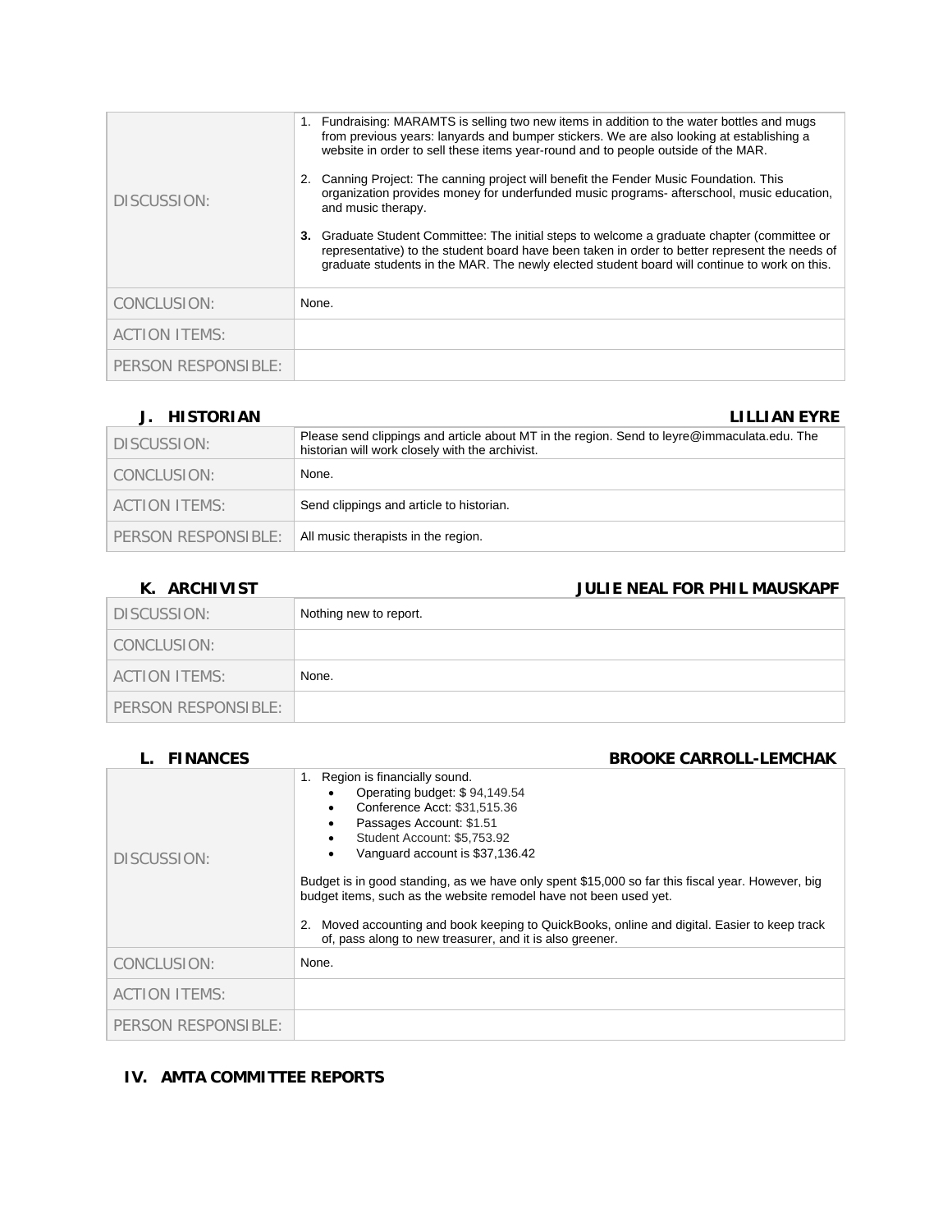| | |
|---|---|
| DISCUSSION: | 1. Fundraising: MARAMTS is selling two new items in addition to the water bottles and mugs from previous years: lanyards and bumper stickers. We are also looking at establishing a website in order to sell these items year-round and to people outside of the MAR.<br><br>2. Canning Project: The canning project will benefit the Fender Music Foundation. This organization provides money for underfunded music programs- afterschool, music education, and music therapy.<br><br>**3.** Graduate Student Committee: The initial steps to welcome a graduate chapter (committee or representative) to the student board have been taken in order to better represent the needs of graduate students in the MAR. The newly elected student board will continue to work on this. |
| CONCLUSION: | None. |
| ACTION ITEMS: | |
| PERSON RESPONSIBLE: | |

### J. HISTORIAN — LILLIAN EYRE

| | |
|---|---|
| DISCUSSION: | Please send clippings and article about MT in the region. Send to leyre@immaculata.edu. The historian will work closely with the archivist. |
| CONCLUSION: | None. |
| ACTION ITEMS: | Send clippings and article to historian. |
| PERSON RESPONSIBLE: | All music therapists in the region. |

### K. ARCHIVIST — JULIE NEAL FOR PHIL MAUSKAPF

| | |
|---|---|
| DISCUSSION: | Nothing new to report. |
| CONCLUSION: | |
| ACTION ITEMS: | None. |
| PERSON RESPONSIBLE: | |

### L. FINANCES — BROOKE CARROLL-LEMCHAK

| | |
|---|---|
| DISCUSSION: | 1. Region is financially sound.<br>• Operating budget: $ 94,149.54<br>• Conference Acct: $31,515.36<br>• Passages Account: $1.51<br>• Student Account: $5,753.92<br>• Vanguard account is $37,136.42<br><br>Budget is in good standing, as we have only spent $15,000 so far this fiscal year. However, big budget items, such as the website remodel have not been used yet.<br><br>2. Moved accounting and book keeping to QuickBooks, online and digital. Easier to keep track of, pass along to new treasurer, and it is also greener. |
| CONCLUSION: | None. |
| ACTION ITEMS: | |
| PERSON RESPONSIBLE: | |

## IV. AMTA COMMITTEE REPORTS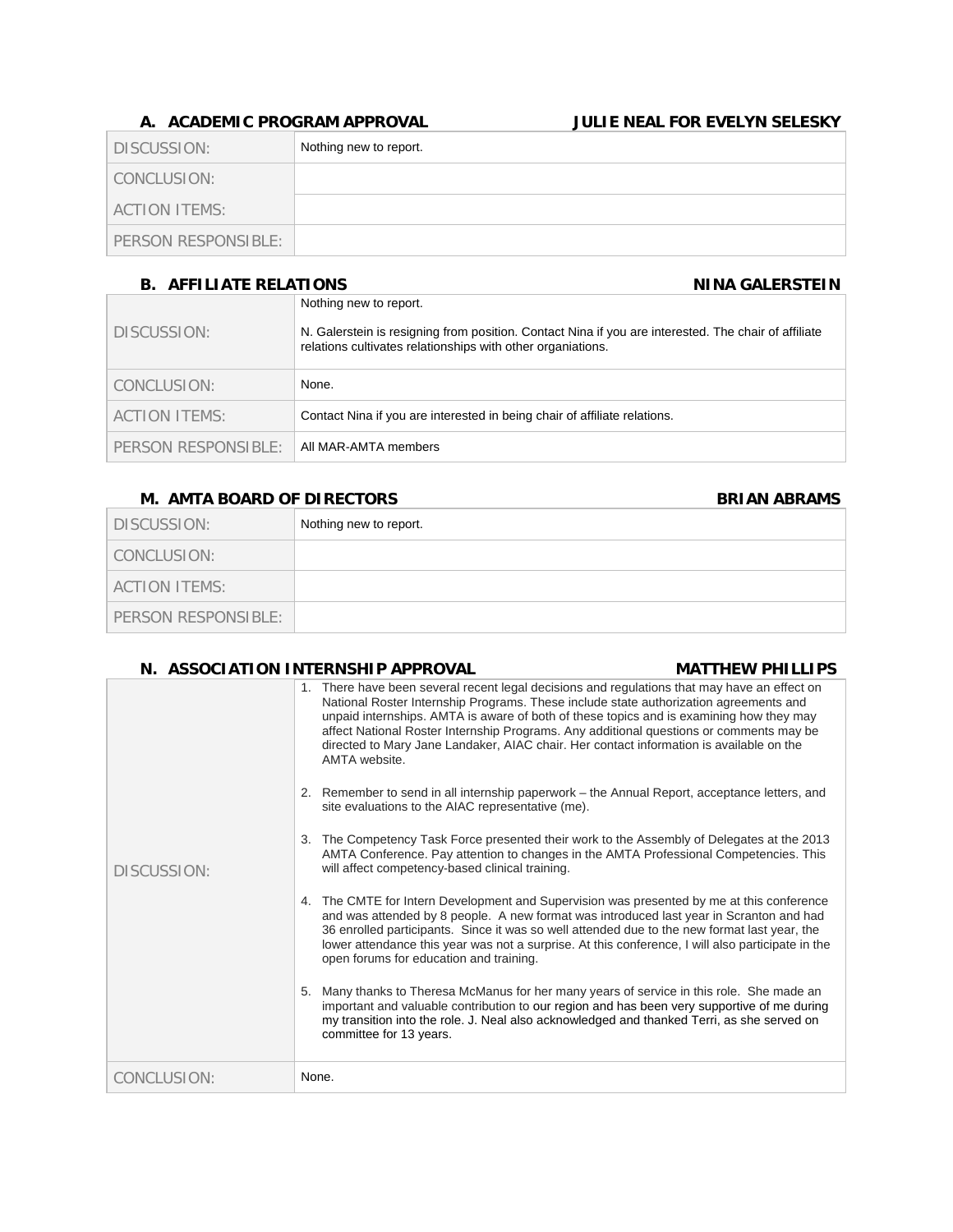### A. ACADEMIC PROGRAM APPROVAL — JULIE NEAL FOR EVELYN SELESKY

| | |
|---|---|
| DISCUSSION: | Nothing new to report. |
| CONCLUSION: | |
| ACTION ITEMS: | |
| PERSON RESPONSIBLE: | |

### B. AFFILIATE RELATIONS — NINA GALERSTEIN

| | |
|---|---|
| DISCUSSION: | Nothing new to report.<br><br>N. Galerstein is resigning from position. Contact Nina if you are interested. The chair of affiliate relations cultivates relationships with other organiations. |
| CONCLUSION: | None. |
| ACTION ITEMS: | Contact Nina if you are interested in being chair of affiliate relations. |
| PERSON RESPONSIBLE: | All MAR-AMTA members |

### M. AMTA BOARD OF DIRECTORS — BRIAN ABRAMS

| | |
|---|---|
| DISCUSSION: | Nothing new to report. |
| CONCLUSION: | |
| ACTION ITEMS: | |
| PERSON RESPONSIBLE: | |

### N. ASSOCIATION INTERNSHIP APPROVAL — MATTHEW PHILLIPS

| | |
|---|---|
| DISCUSSION: | 1. There have been several recent legal decisions and regulations that may have an effect on National Roster Internship Programs. These include state authorization agreements and unpaid internships. AMTA is aware of both of these topics and is examining how they may affect National Roster Internship Programs. Any additional questions or comments may be directed to Mary Jane Landaker, AIAC chair. Her contact information is available on the AMTA website.<br><br>2. Remember to send in all internship paperwork – the Annual Report, acceptance letters, and site evaluations to the AIAC representative (me).<br><br>3. The Competency Task Force presented their work to the Assembly of Delegates at the 2013 AMTA Conference. Pay attention to changes in the AMTA Professional Competencies. This will affect competency-based clinical training.<br><br>4. The CMTE for Intern Development and Supervision was presented by me at this conference and was attended by 8 people. A new format was introduced last year in Scranton and had 36 enrolled participants. Since it was so well attended due to the new format last year, the lower attendance this year was not a surprise. At this conference, I will also participate in the open forums for education and training.<br><br>5. Many thanks to Theresa McManus for her many years of service in this role. She made an important and valuable contribution to our region and has been very supportive of me during my transition into the role. J. Neal also acknowledged and thanked Terri, as she served on committee for 13 years. |
| CONCLUSION: | None. |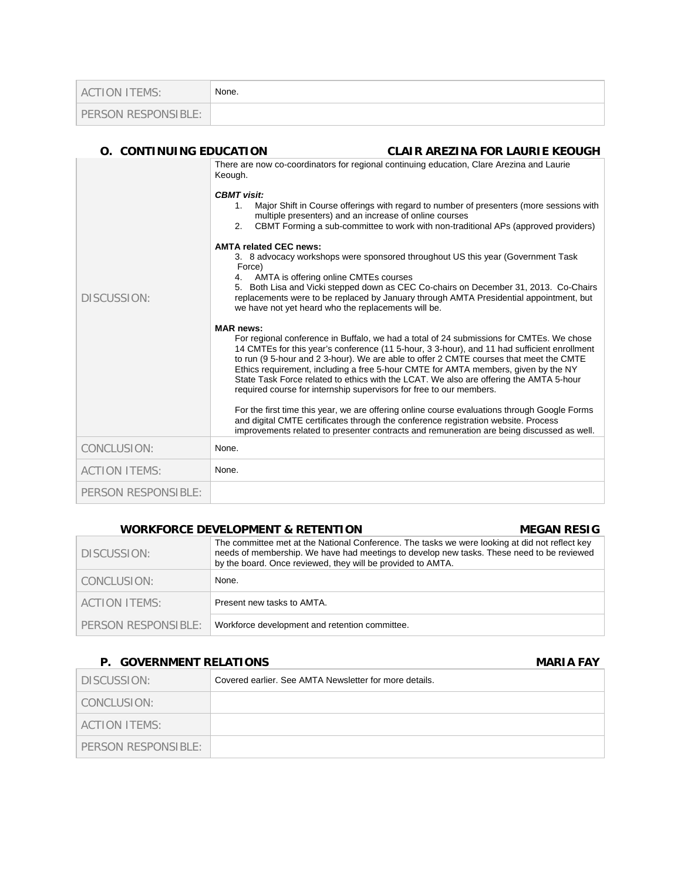| ACTION ITEMS: | None. |
|---|---|
| PERSON RESPONSIBLE: | |

### O. CONTINUING EDUCATION — CLAIR AREZINA FOR LAURIE KEOUGH

| | |
|---|---|
| DISCUSSION: | There are now co-coordinators for regional continuing education, Clare Arezina and Laurie Keough.<br><br>***CBMT visit:***<br>1. Major Shift in Course offerings with regard to number of presenters (more sessions with multiple presenters) and an increase of online courses<br>2. CBMT Forming a sub-committee to work with non-traditional APs (approved providers)<br><br>**AMTA related CEC news:**<br>3. 8 advocacy workshops were sponsored throughout US this year (Government Task Force)<br>4. AMTA is offering online CMTEs courses<br>5. Both Lisa and Vicki stepped down as CEC Co-chairs on December 31, 2013. Co-Chairs replacements were to be replaced by January through AMTA Presidential appointment, but we have not yet heard who the replacements will be.<br><br>**MAR news:**<br>For regional conference in Buffalo, we had a total of 24 submissions for CMTEs. We chose 14 CMTEs for this year's conference (11 5-hour, 3 3-hour), and 11 had sufficient enrollment to run (9 5-hour and 2 3-hour). We are able to offer 2 CMTE courses that meet the CMTE Ethics requirement, including a free 5-hour CMTE for AMTA members, given by the NY State Task Force related to ethics with the LCAT. We also are offering the AMTA 5-hour required course for internship supervisors for free to our members.<br><br>For the first time this year, we are offering online course evaluations through Google Forms and digital CMTE certificates through the conference registration website. Process improvements related to presenter contracts and remuneration are being discussed as well. |
| CONCLUSION: | None. |
| ACTION ITEMS: | None. |
| PERSON RESPONSIBLE: | |

### WORKFORCE DEVELOPMENT & RETENTION — MEGAN RESIG

| | |
|---|---|
| DISCUSSION: | The committee met at the National Conference. The tasks we were looking at did not reflect key needs of membership. We have had meetings to develop new tasks. These need to be reviewed by the board. Once reviewed, they will be provided to AMTA. |
| CONCLUSION: | None. |
| ACTION ITEMS: | Present new tasks to AMTA. |
| PERSON RESPONSIBLE: | Workforce development and retention committee. |

### P. GOVERNMENT RELATIONS — MARIA FAY

| | |
|---|---|
| DISCUSSION: | Covered earlier. See AMTA Newsletter for more details. |
| CONCLUSION: | |
| ACTION ITEMS: | |
| PERSON RESPONSIBLE: | |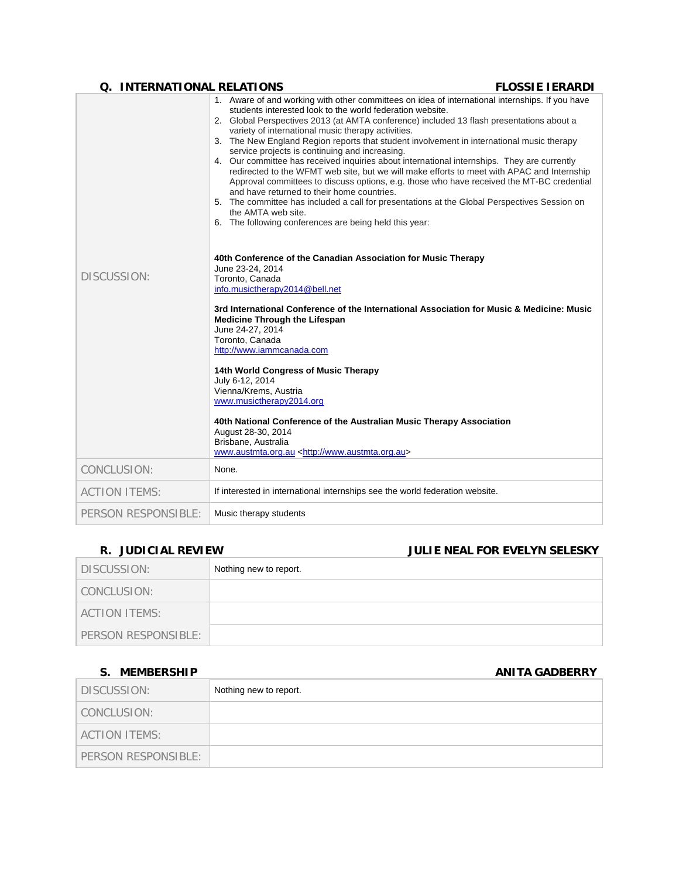### Q. INTERNATIONAL RELATIONS — FLOSSIE IERARDI

| | |
|---|---|
| DISCUSSION: | 1. Aware of and working with other committees on idea of international internships. If you have students interested look to the world federation website.<br>2. Global Perspectives 2013 (at AMTA conference) included 13 flash presentations about a variety of international music therapy activities.<br>3. The New England Region reports that student involvement in international music therapy service projects is continuing and increasing.<br>4. Our committee has received inquiries about international internships. They are currently redirected to the WFMT web site, but we will make efforts to meet with APAC and Internship Approval committees to discuss options, e.g. those who have received the MT-BC credential and have returned to their home countries.<br>5. The committee has included a call for presentations at the Global Perspectives Session on the AMTA web site.<br>6. The following conferences are being held this year:<br><br>**40th Conference of the Canadian Association for Music Therapy**<br>June 23-24, 2014<br>Toronto, Canada<br>info.musictherapy2014@bell.net<br><br>**3rd International Conference of the International Association for Music & Medicine: Music Medicine Through the Lifespan**<br>June 24-27, 2014<br>Toronto, Canada<br>http://www.iammcanada.com<br><br>**14th World Congress of Music Therapy**<br>July 6-12, 2014<br>Vienna/Krems, Austria<br>www.musictherapy2014.org<br><br>**40th National Conference of the Australian Music Therapy Association**<br>August 28-30, 2014<br>Brisbane, Australia<br>www.austmta.org.au <http://www.austmta.org.au> |
| CONCLUSION: | None. |
| ACTION ITEMS: | If interested in international internships see the world federation website. |
| PERSON RESPONSIBLE: | Music therapy students |

### R. JUDICIAL REVIEW — JULIE NEAL FOR EVELYN SELESKY

| | |
|---|---|
| DISCUSSION: | Nothing new to report. |
| CONCLUSION: | |
| ACTION ITEMS: | |
| PERSON RESPONSIBLE: | |

### S. MEMBERSHIP — ANITA GADBERRY

| | |
|---|---|
| DISCUSSION: | Nothing new to report. |
| CONCLUSION: | |
| ACTION ITEMS: | |
| PERSON RESPONSIBLE: | |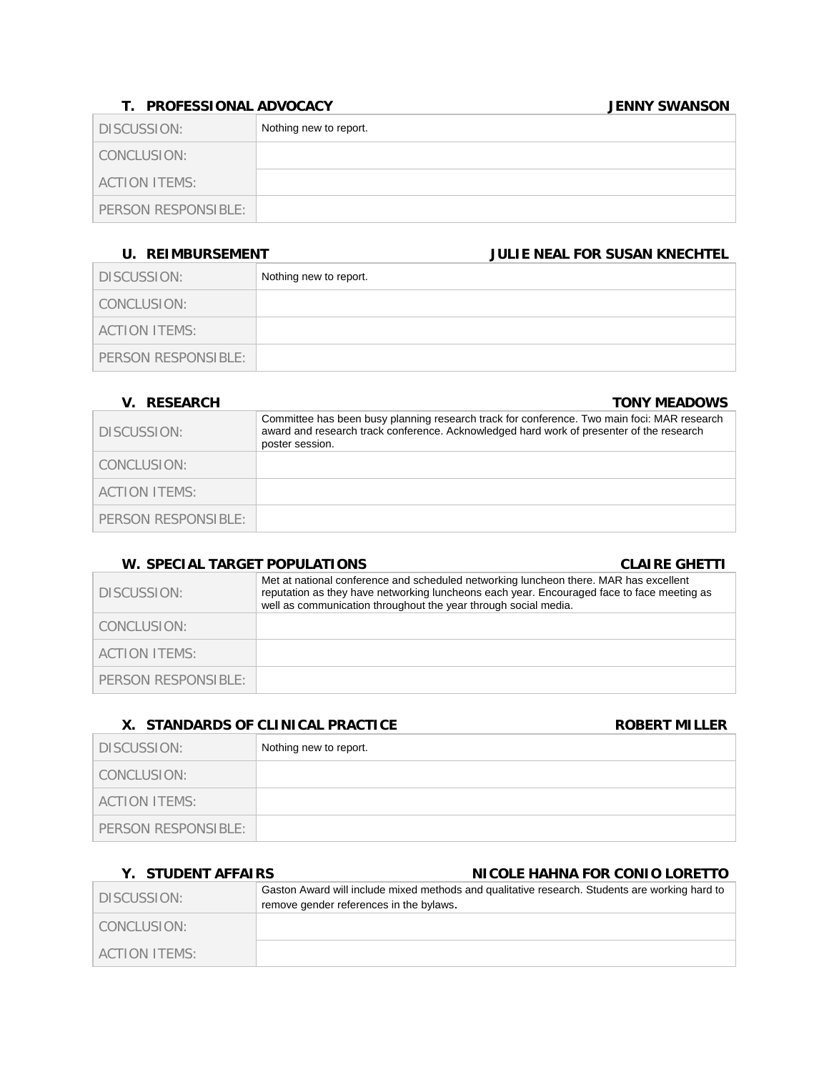### T. PROFESSIONAL ADVOCACY — JENNY SWANSON

| | |
|---|---|
| DISCUSSION: | Nothing new to report. |
| CONCLUSION: | |
| ACTION ITEMS: | |
| PERSON RESPONSIBLE: | |

### U. REIMBURSEMENT — JULIE NEAL FOR SUSAN KNECHTEL

| | |
|---|---|
| DISCUSSION: | Nothing new to report. |
| CONCLUSION: | |
| ACTION ITEMS: | |
| PERSON RESPONSIBLE: | |

### V. RESEARCH — TONY MEADOWS

| | |
|---|---|
| DISCUSSION: | Committee has been busy planning research track for conference. Two main foci: MAR research award and research track conference. Acknowledged hard work of presenter of the research poster session. |
| CONCLUSION: | |
| ACTION ITEMS: | |
| PERSON RESPONSIBLE: | |

### W. SPECIAL TARGET POPULATIONS — CLAIRE GHETTI

| | |
|---|---|
| DISCUSSION: | Met at national conference and scheduled networking luncheon there. MAR has excellent reputation as they have networking luncheons each year. Encouraged face to face meeting as well as communication throughout the year through social media. |
| CONCLUSION: | |
| ACTION ITEMS: | |
| PERSON RESPONSIBLE: | |

### X. STANDARDS OF CLINICAL PRACTICE — ROBERT MILLER

| | |
|---|---|
| DISCUSSION: | Nothing new to report. |
| CONCLUSION: | |
| ACTION ITEMS: | |
| PERSON RESPONSIBLE: | |

### Y. STUDENT AFFAIRS — NICOLE HAHNA FOR CONIO LORETTO

| | |
|---|---|
| DISCUSSION: | Gaston Award will include mixed methods and qualitative research. Students are working hard to remove gender references in the bylaws. |
| CONCLUSION: | |
| ACTION ITEMS: | |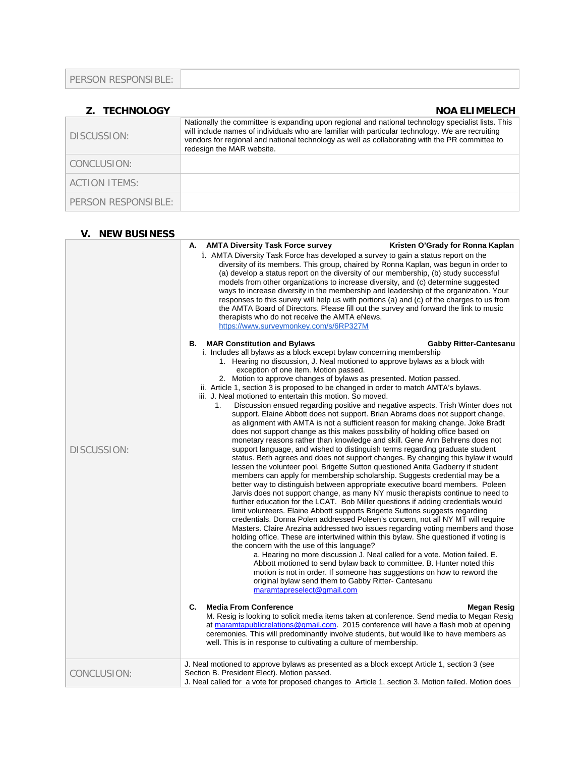| PERSON RESPONSIBLE: | |
|---|---|

## Z. TECHNOLOGY — NOA ELIMELECH

| | |
|---|---|
| DISCUSSION: | Nationally the committee is expanding upon regional and national technology specialist lists. This will include names of individuals who are familiar with particular technology. We are recruiting vendors for regional and national technology as well as collaborating with the PR committee to redesign the MAR website. |
| CONCLUSION: | |
| ACTION ITEMS: | |
| PERSON RESPONSIBLE: | |

## V. NEW BUSINESS

| | |
|---|---|
| DISCUSSION: | **A. AMTA Diversity Task Force survey** — **Kristen O'Grady for Ronna Kaplan**<br>i. AMTA Diversity Task Force has developed a survey to gain a status report on the diversity of its members. This group, chaired by Ronna Kaplan, was begun in order to (a) develop a status report on the diversity of our membership, (b) study successful models from other organizations to increase diversity, and (c) determine suggested ways to increase diversity in the membership and leadership of the organization. Your responses to this survey will help us with portions (a) and (c) of the charges to us from the AMTA Board of Directors. Please fill out the survey and forward the link to music therapists who do not receive the AMTA eNews. https://www.surveymonkey.com/s/6RP327M<br><br>**B. MAR Constitution and Bylaws** — **Gabby Ritter-Cantesanu**<br>i. Includes all bylaws as a block except bylaw concerning membership<br>1. Hearing no discussion, J. Neal motioned to approve bylaws as a block with exception of one item. Motion passed.<br>2. Motion to approve changes of bylaws as presented. Motion passed.<br>ii. Article 1, section 3 is proposed to be changed in order to match AMTA's bylaws.<br>iii. J. Neal motioned to entertain this motion. So moved.<br>1. Discussion ensued regarding positive and negative aspects. Trish Winter does not support. Elaine Abbott does not support. Brian Abrams does not support change, as alignment with AMTA is not a sufficient reason for making change. Joke Bradt does not support change as this makes possibility of holding office based on monetary reasons rather than knowledge and skill. Gene Ann Behrens does not support language, and wished to distinguish terms regarding graduate student status. Beth agrees and does not support changes. By changing this bylaw it would lessen the volunteer pool. Brigette Sutton questioned Anita Gadberry if student members can apply for membership scholarship. Suggests credential may be a better way to distinguish between appropriate executive board members. Poleen Jarvis does not support change, as many NY music therapists continue to need to further education for the LCAT. Bob Miller questions if adding credentials would limit volunteers. Elaine Abbott supports Brigette Suttons suggests regarding credentials. Donna Polen addressed Poleen's concern, not all NY MT will require Masters. Claire Arezina addressed two issues regarding voting members and those holding office. These are intertwined within this bylaw. She questioned if voting is the concern with the use of this language?<br>a. Hearing no more discussion J. Neal called for a vote. Motion failed. E. Abbott motioned to send bylaw back to committee. B. Hunter noted this motion is not in order. If someone has suggestions on how to reword the original bylaw send them to Gabby Ritter- Cantesanu maramtapreselect@gmail.com<br><br>**C. Media From Conference** — **Megan Resig**<br>M. Resig is looking to solicit media items taken at conference. Send media to Megan Resig at maramtapublicrelations@gmail.com. 2015 conference will have a flash mob at opening ceremonies. This will predominantly involve students, but would like to have members as well. This is in response to cultivating a culture of membership. |
| CONCLUSION: | J. Neal motioned to approve bylaws as presented as a block except Article 1, section 3 (see Section B. President Elect). Motion passed.<br>J. Neal called for a vote for proposed changes to Article 1, section 3. Motion failed. Motion does |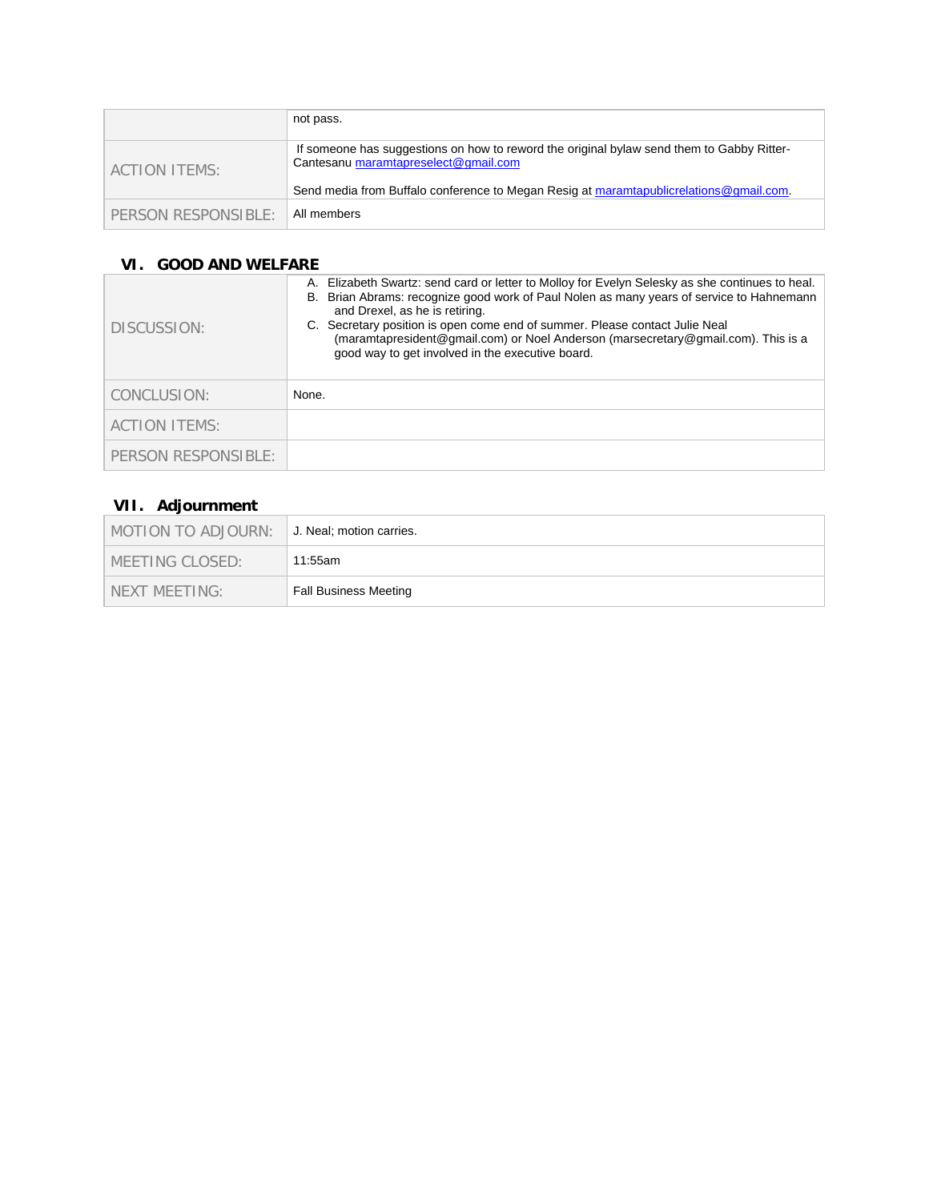| | |
|---|---|
| | not pass. |
| ACTION ITEMS: | If someone has suggestions on how to reword the original bylaw send them to Gabby Ritter-Cantesanu maramtapreselect@gmail.com<br><br>Send media from Buffalo conference to Megan Resig at maramtapublicrelations@gmail.com. |
| PERSON RESPONSIBLE: | All members |

## VI. GOOD AND WELFARE

| | |
|---|---|
| DISCUSSION: | A. Elizabeth Swartz: send card or letter to Molloy for Evelyn Selesky as she continues to heal.<br>B. Brian Abrams: recognize good work of Paul Nolen as many years of service to Hahnemann and Drexel, as he is retiring.<br>C. Secretary position is open come end of summer. Please contact Julie Neal (maramtapresident@gmail.com) or Noel Anderson (marsecretary@gmail.com). This is a good way to get involved in the executive board. |
| CONCLUSION: | None. |
| ACTION ITEMS: | |
| PERSON RESPONSIBLE: | |

## VII. Adjournment

| | |
|---|---|
| MOTION TO ADJOURN: | J. Neal; motion carries. |
| MEETING CLOSED: | 11:55am |
| NEXT MEETING: | Fall Business Meeting |